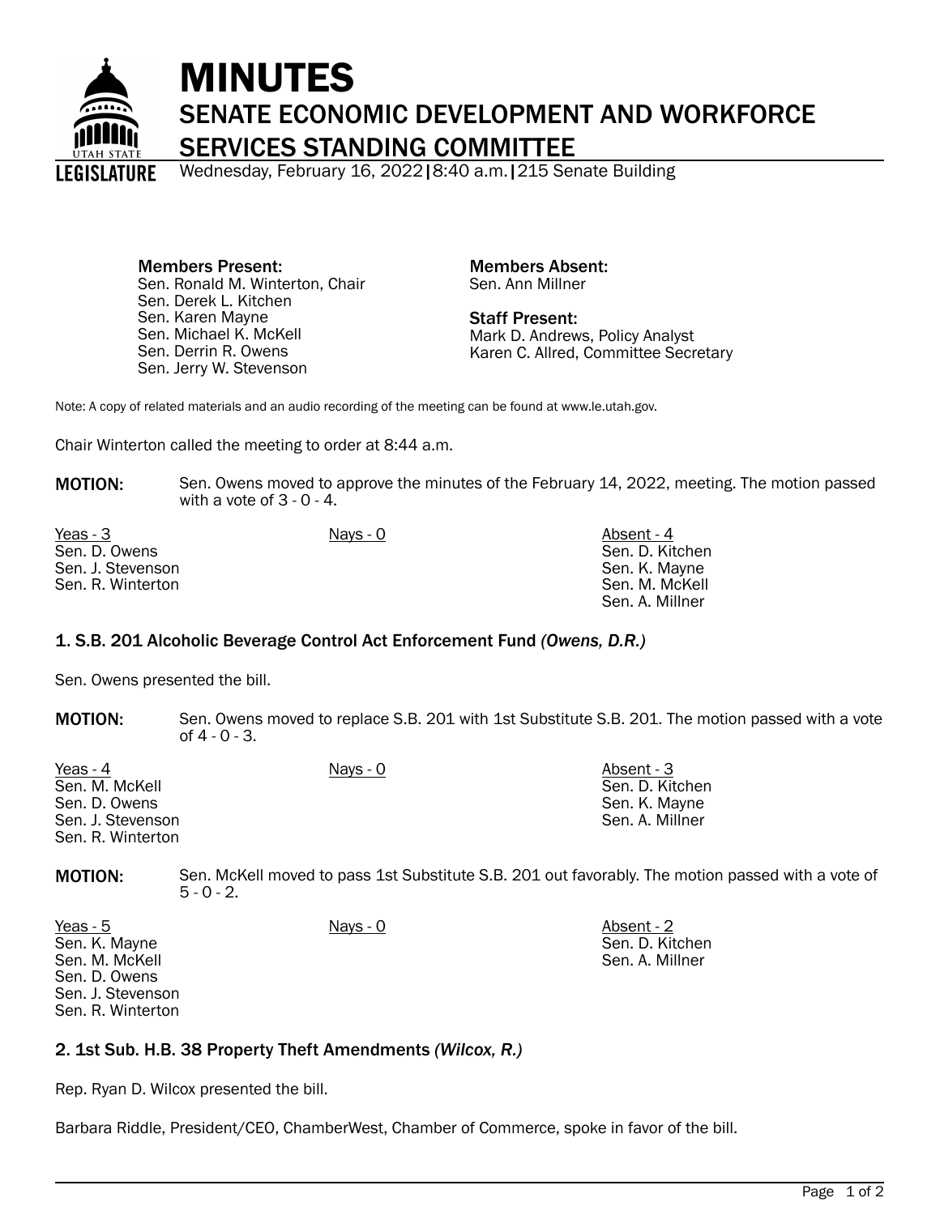# MINUTES

## SENATE ECONOMIC DEVELOPMENT AND WORKFORCE SERVICES STANDING COMMITTEE

Wednesday, February 16, 2022 | 8:40 a.m. | 215 Senate Building

**Members Present:**
Sen. Ronald M. Winterton, Chair
Sen. Derek L. Kitchen
Sen. Karen Mayne
Sen. Michael K. McKell
Sen. Derrin R. Owens
Sen. Jerry W. Stevenson

**Members Absent:**
Sen. Ann Millner

**Staff Present:**
Mark D. Andrews, Policy Analyst
Karen C. Allred, Committee Secretary

Note: A copy of related materials and an audio recording of the meeting can be found at www.le.utah.gov.

Chair Winterton called the meeting to order at 8:44 a.m.

**MOTION:** Sen. Owens moved to approve the minutes of the February 14, 2022, meeting. The motion passed with a vote of 3 - 0 - 4.

| Yeas - 3 | Nays - 0 | Absent - 4 |
|---|---|---|
| Sen. D. Owens | | Sen. D. Kitchen |
| Sen. J. Stevenson | | Sen. K. Mayne |
| Sen. R. Winterton | | Sen. M. McKell |
| | | Sen. A. Millner |

### 1. S.B. 201 Alcoholic Beverage Control Act Enforcement Fund *(Owens, D.R.)*

Sen. Owens presented the bill.

**MOTION:** Sen. Owens moved to replace S.B. 201 with 1st Substitute S.B. 201. The motion passed with a vote of 4 - 0 - 3.

| Yeas - 4 | Nays - 0 | Absent - 3 |
|---|---|---|
| Sen. M. McKell | | Sen. D. Kitchen |
| Sen. D. Owens | | Sen. K. Mayne |
| Sen. J. Stevenson | | Sen. A. Millner |
| Sen. R. Winterton | | |

**MOTION:** Sen. McKell moved to pass 1st Substitute S.B. 201 out favorably. The motion passed with a vote of 5 - 0 - 2.

| Yeas - 5 | Nays - 0 | Absent - 2 |
|---|---|---|
| Sen. K. Mayne | | Sen. D. Kitchen |
| Sen. M. McKell | | Sen. A. Millner |
| Sen. D. Owens | | |
| Sen. J. Stevenson | | |
| Sen. R. Winterton | | |

### 2. 1st Sub. H.B. 38 Property Theft Amendments *(Wilcox, R.)*

Rep. Ryan D. Wilcox presented the bill.

Barbara Riddle, President/CEO, ChamberWest, Chamber of Commerce, spoke in favor of the bill.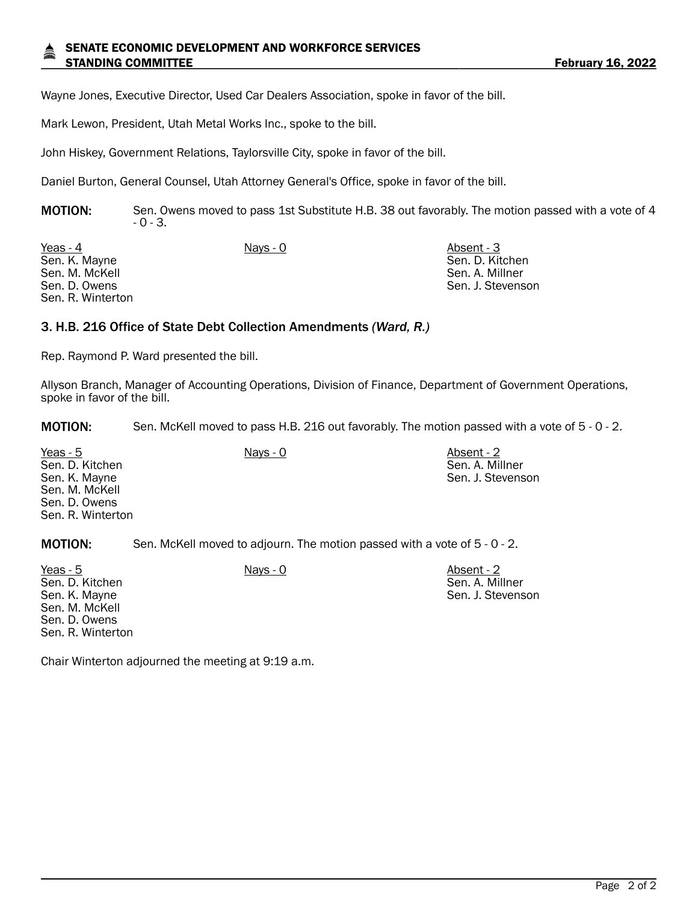Wayne Jones, Executive Director, Used Car Dealers Association, spoke in favor of the bill.

Mark Lewon, President, Utah Metal Works Inc., spoke to the bill.

John Hiskey, Government Relations, Taylorsville City, spoke in favor of the bill.

Daniel Burton, General Counsel, Utah Attorney General's Office, spoke in favor of the bill.

**MOTION:** Sen. Owens moved to pass 1st Substitute H.B. 38 out favorably. The motion passed with a vote of 4 - 0 - 3.

| Yeas - 4 | Nays - 0 | Absent - 3 |
|---|---|---|
| Sen. K. Mayne | | Sen. D. Kitchen |
| Sen. M. McKell | | Sen. A. Millner |
| Sen. D. Owens | | Sen. J. Stevenson |
| Sen. R. Winterton | | |

### 3. H.B. 216 Office of State Debt Collection Amendments *(Ward, R.)*

Rep. Raymond P. Ward presented the bill.

Allyson Branch, Manager of Accounting Operations, Division of Finance, Department of Government Operations, spoke in favor of the bill.

**MOTION:** Sen. McKell moved to pass H.B. 216 out favorably. The motion passed with a vote of 5 - 0 - 2.

| Yeas - 5 | Nays - 0 | Absent - 2 |
|---|---|---|
| Sen. D. Kitchen | | Sen. A. Millner |
| Sen. K. Mayne | | Sen. J. Stevenson |
| Sen. M. McKell | | |
| Sen. D. Owens | | |
| Sen. R. Winterton | | |

**MOTION:** Sen. McKell moved to adjourn. The motion passed with a vote of 5 - 0 - 2.

| Yeas - 5 | Nays - 0 | Absent - 2 |
|---|---|---|
| Sen. D. Kitchen | | Sen. A. Millner |
| Sen. K. Mayne | | Sen. J. Stevenson |
| Sen. M. McKell | | |
| Sen. D. Owens | | |
| Sen. R. Winterton | | |

Chair Winterton adjourned the meeting at 9:19 a.m.